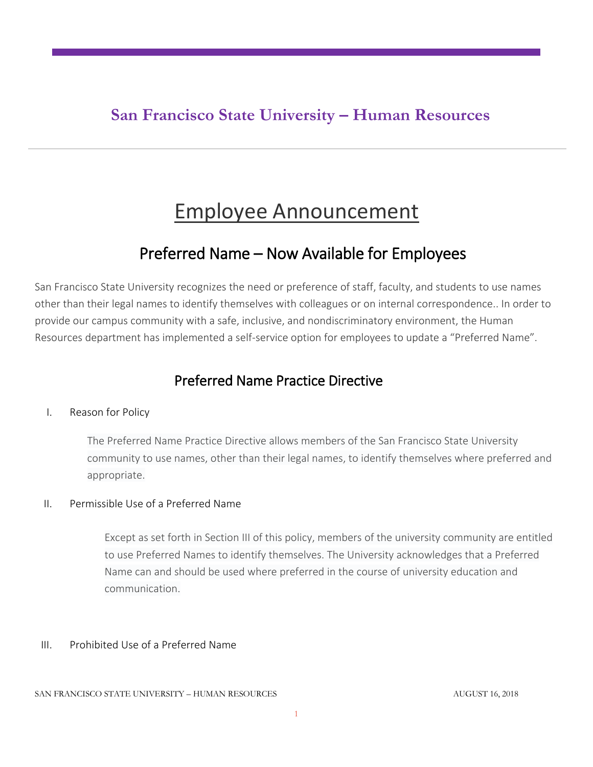## San Francisco State University – Human Resources

# Employee Announcement

## Preferred Name – Now Available for Employees

San Francisco State University recognizes the need or preference of staff, faculty, and students to use names other than their legal names to identify themselves with colleagues or on internal correspondence.. In order to provide our campus community with a safe, inclusive, and nondiscriminatory environment, the Human Resources department has implemented a self-service option for employees to update a "Preferred Name".

## Preferred Name Practice Directive

I. Reason for Policy

The Preferred Name Practice Directive allows members of the San Francisco State University community to use names, other than their legal names, to identify themselves where preferred and appropriate.

II. Permissible Use of a Preferred Name

Except as set forth in Section III of this policy, members of the university community are entitled to use Preferred Names to identify themselves. The University acknowledges that a Preferred Name can and should be used where preferred in the course of university education and communication.

III. Prohibited Use of a Preferred Name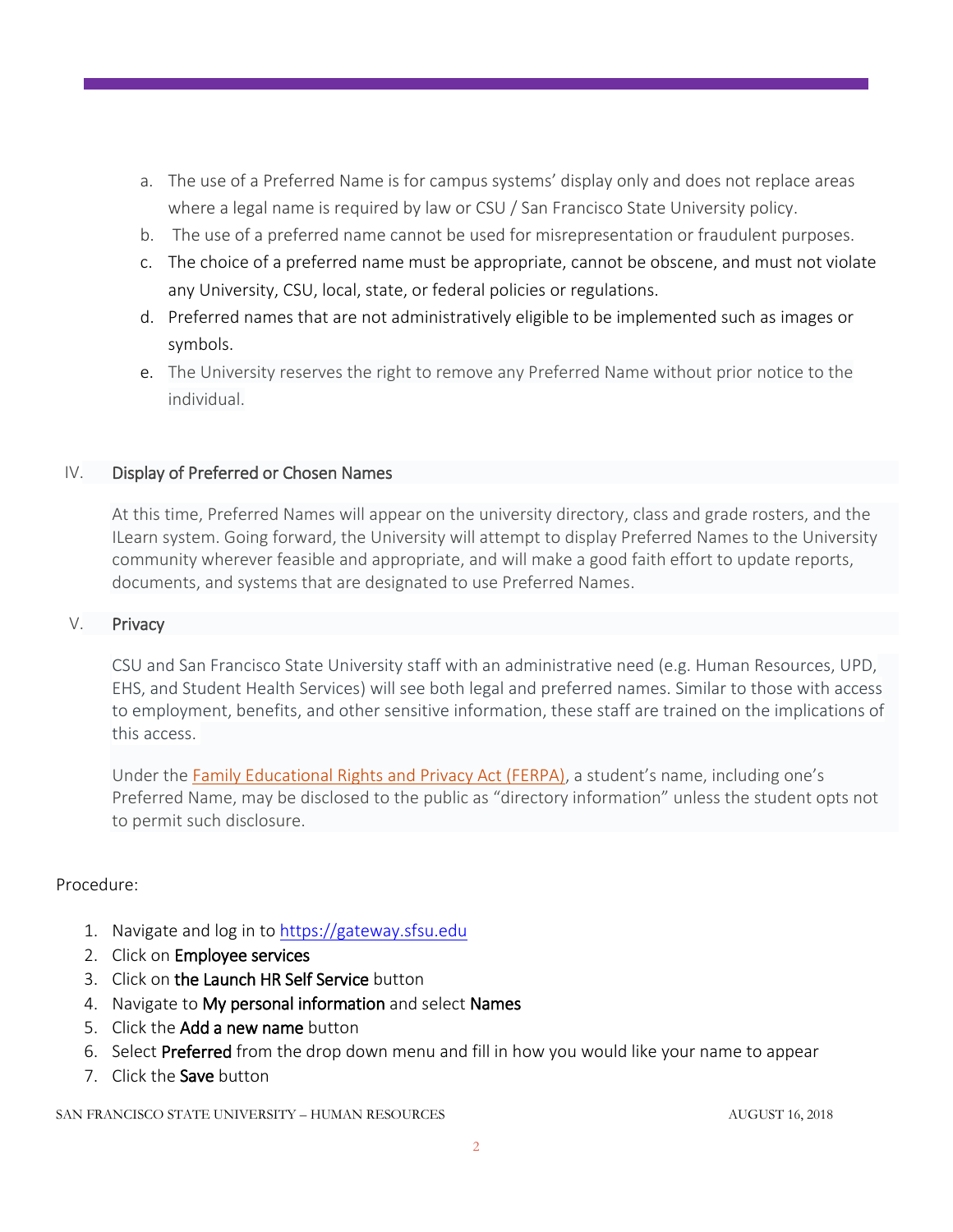a. The use of a Preferred Name is for campus systems' display only and does not replace areas where a legal name is required by law or CSU / San Francisco State University policy.
b. The use of a preferred name cannot be used for misrepresentation or fraudulent purposes.
c. The choice of a preferred name must be appropriate, cannot be obscene, and must not violate any University, CSU, local, state, or federal policies or regulations.
d. Preferred names that are not administratively eligible to be implemented such as images or symbols.
e. The University reserves the right to remove any Preferred Name without prior notice to the individual.

## IV. Display of Preferred or Chosen Names

At this time, Preferred Names will appear on the university directory, class and grade rosters, and the ILearn system. Going forward, the University will attempt to display Preferred Names to the University community wherever feasible and appropriate, and will make a good faith effort to update reports, documents, and systems that are designated to use Preferred Names.

## V. Privacy

CSU and San Francisco State University staff with an administrative need (e.g. Human Resources, UPD, EHS, and Student Health Services) will see both legal and preferred names. Similar to those with access to employment, benefits, and other sensitive information, these staff are trained on the implications of this access.

Under the Family Educational Rights and Privacy Act (FERPA), a student's name, including one's Preferred Name, may be disclosed to the public as "directory information" unless the student opts not to permit such disclosure.

Procedure:

1. Navigate and log in to https://gateway.sfsu.edu
2. Click on **Employee services**
3. Click on **the Launch HR Self Service** button
4. Navigate to **My personal information** and select **Names**
5. Click the **Add a new name** button
6. Select **Preferred** from the drop down menu and fill in how you would like your name to appear
7. Click the **Save** button

SAN FRANCISCO STATE UNIVERSITY – HUMAN RESOURCES AUGUST 16, 2018